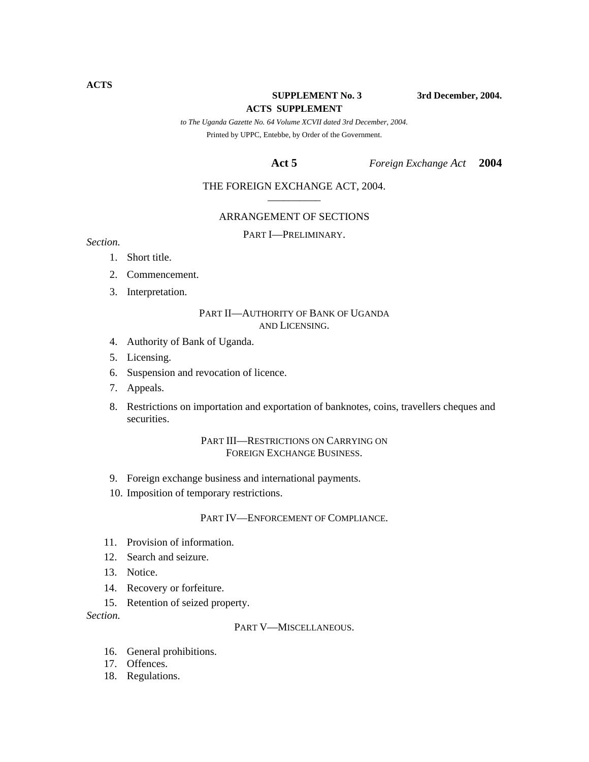**ACTS**

**SUPPLEMENT No. 3** **3rd December, 2004.**

**ACTS SUPPLEMENT**

*to The Uganda Gazette No. 64 Volume XCVII dated 3rd December, 2004.*

Printed by UPPC, Entebbe, by Order of the Government.

**Act 5** *Foreign Exchange Act* **2004**

# THE FOREIGN EXCHANGE ACT, 2004.

## ARRANGEMENT OF SECTIONS

*Section.*

### PART I—PRELIMINARY.

1. Short title.
2. Commencement.
3. Interpretation.

### PART II—AUTHORITY OF BANK OF UGANDA AND LICENSING.

4. Authority of Bank of Uganda.
5. Licensing.
6. Suspension and revocation of licence.
7. Appeals.
8. Restrictions on importation and exportation of banknotes, coins, travellers cheques and securities.

### PART III—RESTRICTIONS ON CARRYING ON FOREIGN EXCHANGE BUSINESS.

9. Foreign exchange business and international payments.
10. Imposition of temporary restrictions.

### PART IV—ENFORCEMENT OF COMPLIANCE.

11. Provision of information.
12. Search and seizure.
13. Notice.
14. Recovery or forfeiture.
15. Retention of seized property.

*Section.*

### PART V—MISCELLANEOUS.

16. General prohibitions.
17. Offences.
18. Regulations.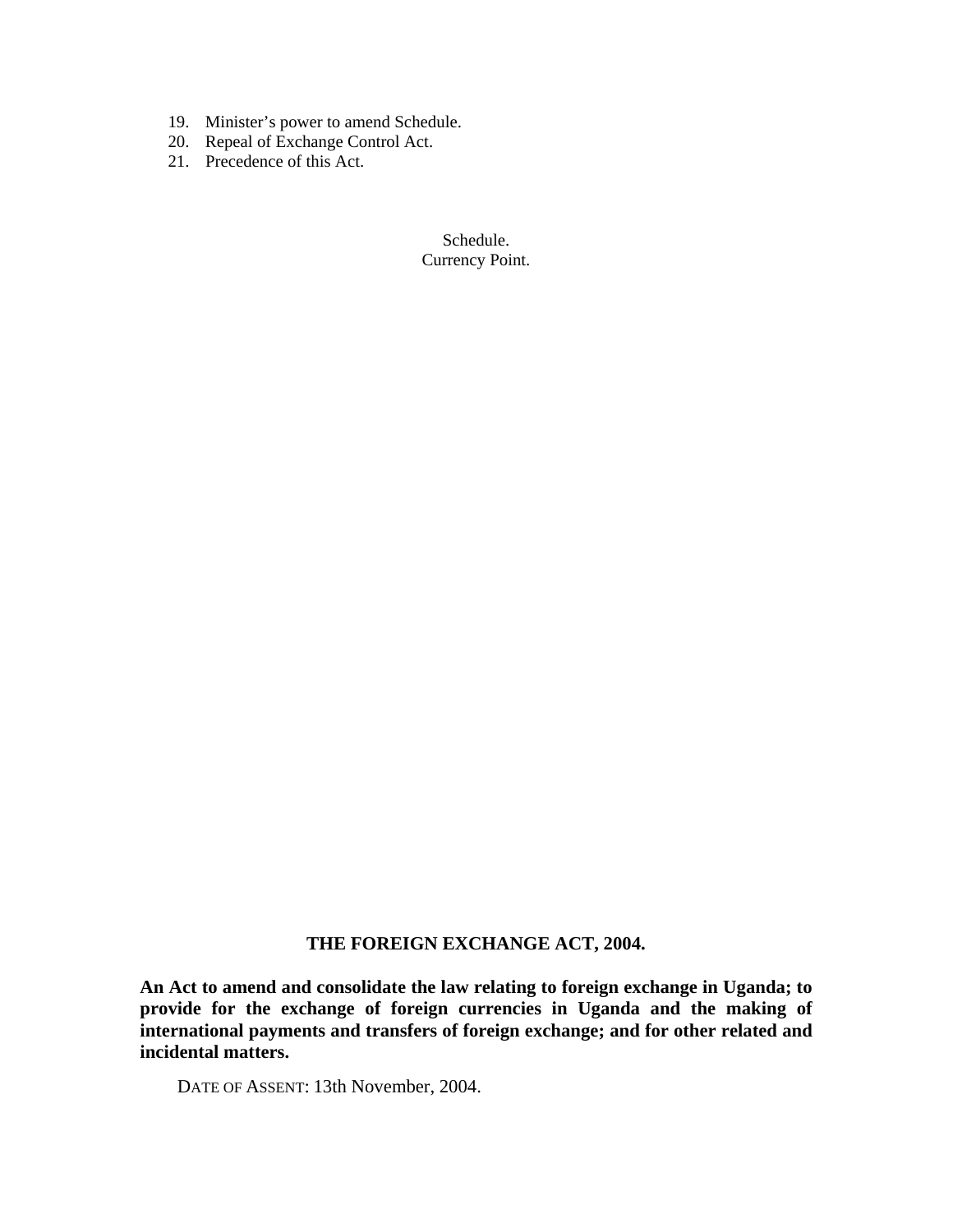19. Minister's power to amend Schedule.
20. Repeal of Exchange Control Act.
21. Precedence of this Act.

Schedule.
Currency Point.

## THE FOREIGN EXCHANGE ACT, 2004.

**An Act to amend and consolidate the law relating to foreign exchange in Uganda; to provide for the exchange of foreign currencies in Uganda and the making of international payments and transfers of foreign exchange; and for other related and incidental matters.**

DATE OF ASSENT: 13th November, 2004.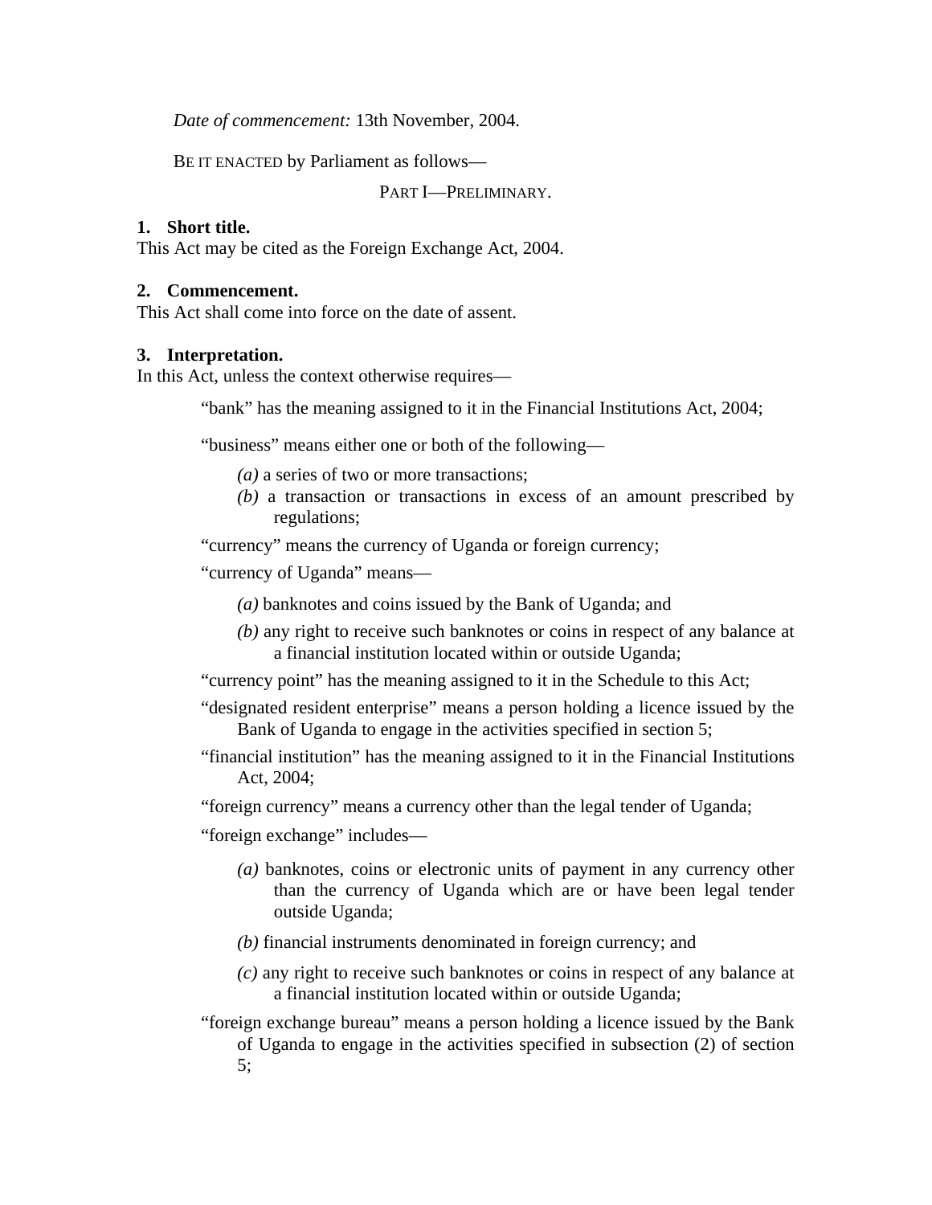*Date of commencement:* 13th November, 2004.

BE IT ENACTED by Parliament as follows—

PART I—PRELIMINARY.

**1. Short title.**

This Act may be cited as the Foreign Exchange Act, 2004.

**2. Commencement.**

This Act shall come into force on the date of assent.

**3. Interpretation.**

In this Act, unless the context otherwise requires—

“bank” has the meaning assigned to it in the Financial Institutions Act, 2004;

“business” means either one or both of the following—

*(a)* a series of two or more transactions;

*(b)* a transaction or transactions in excess of an amount prescribed by regulations;

“currency” means the currency of Uganda or foreign currency;

“currency of Uganda” means—

*(a)* banknotes and coins issued by the Bank of Uganda; and

*(b)* any right to receive such banknotes or coins in respect of any balance at a financial institution located within or outside Uganda;

“currency point” has the meaning assigned to it in the Schedule to this Act;

“designated resident enterprise” means a person holding a licence issued by the Bank of Uganda to engage in the activities specified in section 5;

“financial institution” has the meaning assigned to it in the Financial Institutions Act, 2004;

“foreign currency” means a currency other than the legal tender of Uganda;

“foreign exchange” includes—

*(a)* banknotes, coins or electronic units of payment in any currency other than the currency of Uganda which are or have been legal tender outside Uganda;

*(b)* financial instruments denominated in foreign currency; and

*(c)* any right to receive such banknotes or coins in respect of any balance at a financial institution located within or outside Uganda;

“foreign exchange bureau” means a person holding a licence issued by the Bank of Uganda to engage in the activities specified in subsection (2) of section 5;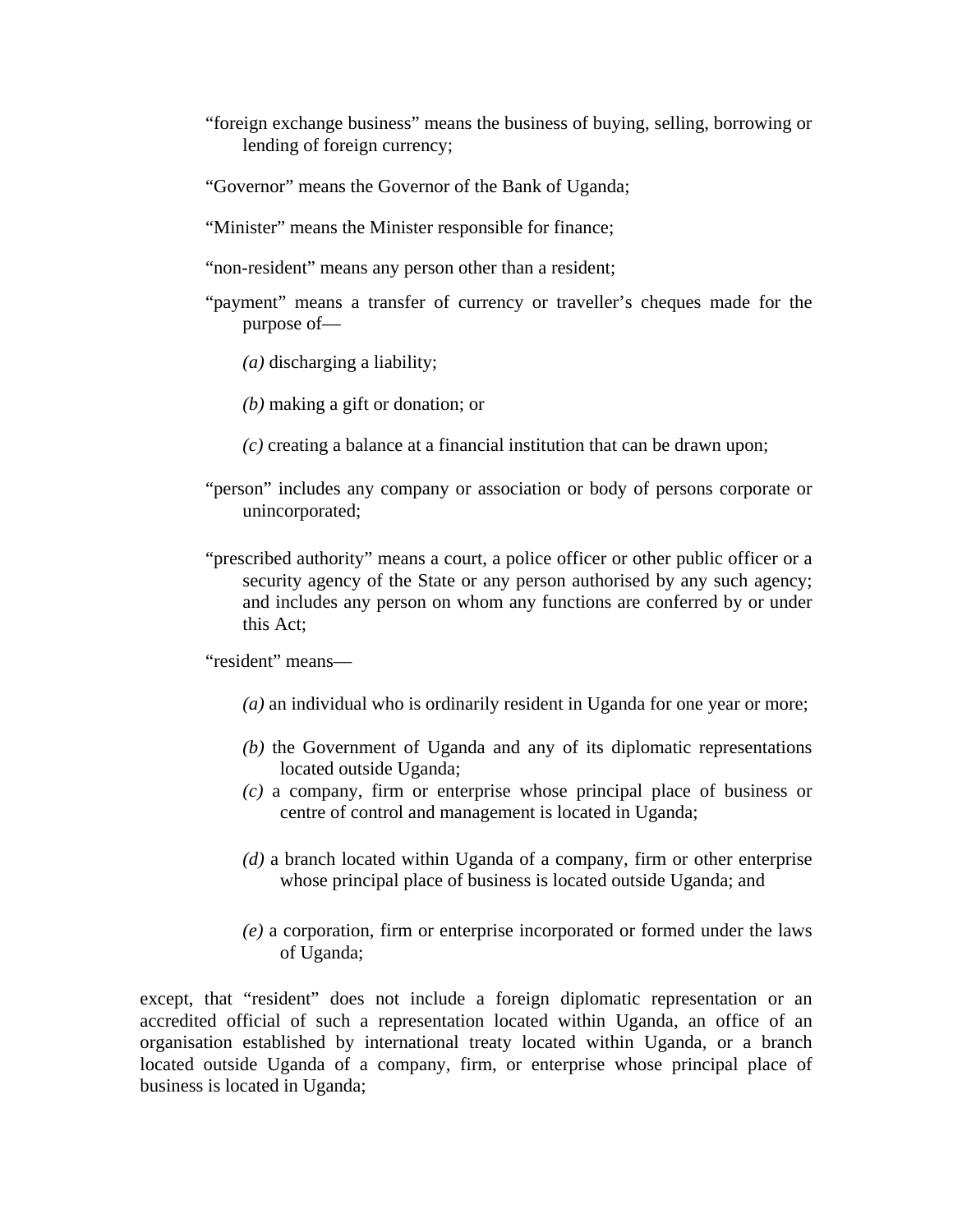"foreign exchange business" means the business of buying, selling, borrowing or lending of foreign currency;

"Governor" means the Governor of the Bank of Uganda;

"Minister" means the Minister responsible for finance;

"non-resident" means any person other than a resident;

"payment" means a transfer of currency or traveller's cheques made for the purpose of—

*(a)* discharging a liability;

*(b)* making a gift or donation; or

*(c)* creating a balance at a financial institution that can be drawn upon;

"person" includes any company or association or body of persons corporate or unincorporated;

"prescribed authority" means a court, a police officer or other public officer or a security agency of the State or any person authorised by any such agency; and includes any person on whom any functions are conferred by or under this Act;

"resident" means—

*(a)* an individual who is ordinarily resident in Uganda for one year or more;

*(b)* the Government of Uganda and any of its diplomatic representations located outside Uganda;

*(c)* a company, firm or enterprise whose principal place of business or centre of control and management is located in Uganda;

*(d)* a branch located within Uganda of a company, firm or other enterprise whose principal place of business is located outside Uganda; and

*(e)* a corporation, firm or enterprise incorporated or formed under the laws of Uganda;

except, that "resident" does not include a foreign diplomatic representation or an accredited official of such a representation located within Uganda, an office of an organisation established by international treaty located within Uganda, or a branch located outside Uganda of a company, firm, or enterprise whose principal place of business is located in Uganda;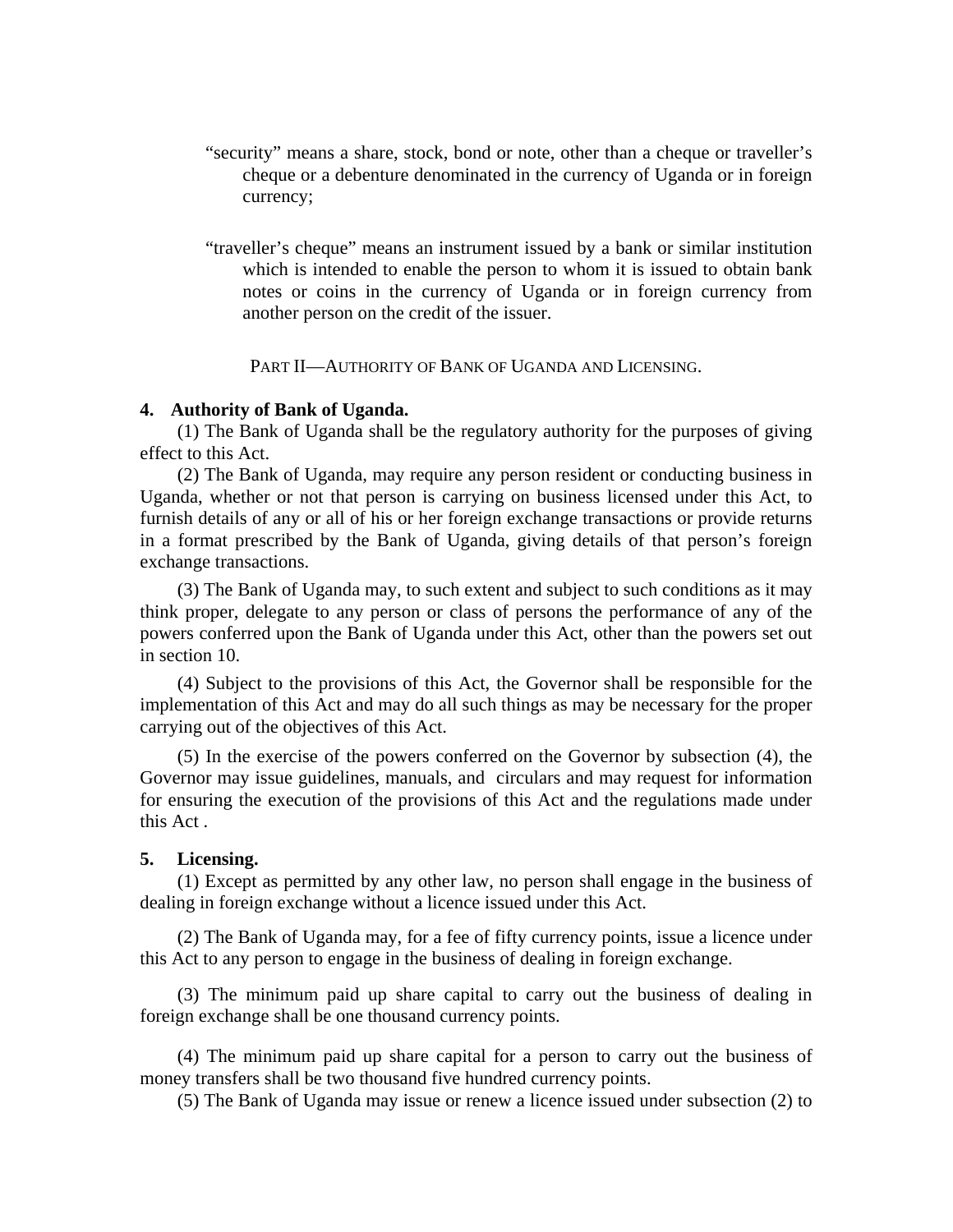"security" means a share, stock, bond or note, other than a cheque or traveller's cheque or a debenture denominated in the currency of Uganda or in foreign currency;

"traveller's cheque" means an instrument issued by a bank or similar institution which is intended to enable the person to whom it is issued to obtain bank notes or coins in the currency of Uganda or in foreign currency from another person on the credit of the issuer.

## PART II—AUTHORITY OF BANK OF UGANDA AND LICENSING.

### 4. Authority of Bank of Uganda.

(1) The Bank of Uganda shall be the regulatory authority for the purposes of giving effect to this Act.

(2) The Bank of Uganda, may require any person resident or conducting business in Uganda, whether or not that person is carrying on business licensed under this Act, to furnish details of any or all of his or her foreign exchange transactions or provide returns in a format prescribed by the Bank of Uganda, giving details of that person's foreign exchange transactions.

(3) The Bank of Uganda may, to such extent and subject to such conditions as it may think proper, delegate to any person or class of persons the performance of any of the powers conferred upon the Bank of Uganda under this Act, other than the powers set out in section 10.

(4) Subject to the provisions of this Act, the Governor shall be responsible for the implementation of this Act and may do all such things as may be necessary for the proper carrying out of the objectives of this Act.

(5) In the exercise of the powers conferred on the Governor by subsection (4), the Governor may issue guidelines, manuals, and circulars and may request for information for ensuring the execution of the provisions of this Act and the regulations made under this Act .

### 5. Licensing.

(1) Except as permitted by any other law, no person shall engage in the business of dealing in foreign exchange without a licence issued under this Act.

(2) The Bank of Uganda may, for a fee of fifty currency points, issue a licence under this Act to any person to engage in the business of dealing in foreign exchange.

(3) The minimum paid up share capital to carry out the business of dealing in foreign exchange shall be one thousand currency points.

(4) The minimum paid up share capital for a person to carry out the business of money transfers shall be two thousand five hundred currency points.

(5) The Bank of Uganda may issue or renew a licence issued under subsection (2) to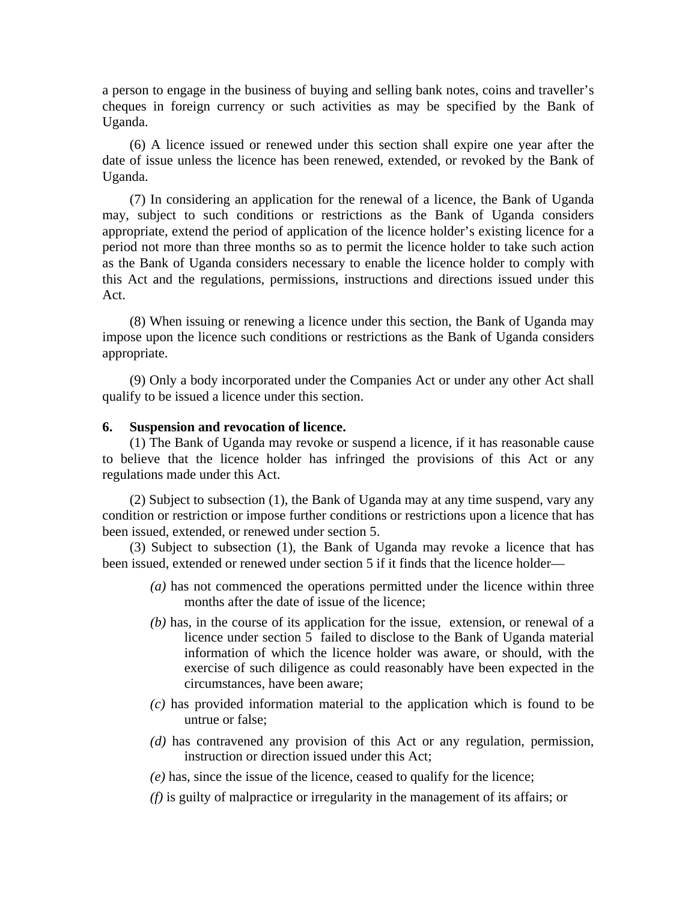a person to engage in the business of buying and selling bank notes, coins and traveller's cheques in foreign currency or such activities as may be specified by the Bank of Uganda.

(6) A licence issued or renewed under this section shall expire one year after the date of issue unless the licence has been renewed, extended, or revoked by the Bank of Uganda.

(7) In considering an application for the renewal of a licence, the Bank of Uganda may, subject to such conditions or restrictions as the Bank of Uganda considers appropriate, extend the period of application of the licence holder's existing licence for a period not more than three months so as to permit the licence holder to take such action as the Bank of Uganda considers necessary to enable the licence holder to comply with this Act and the regulations, permissions, instructions and directions issued under this Act.

(8) When issuing or renewing a licence under this section, the Bank of Uganda may impose upon the licence such conditions or restrictions as the Bank of Uganda considers appropriate.

(9) Only a body incorporated under the Companies Act or under any other Act shall qualify to be issued a licence under this section.

**6. Suspension and revocation of licence.**

(1) The Bank of Uganda may revoke or suspend a licence, if it has reasonable cause to believe that the licence holder has infringed the provisions of this Act or any regulations made under this Act.

(2) Subject to subsection (1), the Bank of Uganda may at any time suspend, vary any condition or restriction or impose further conditions or restrictions upon a licence that has been issued, extended, or renewed under section 5.

(3) Subject to subsection (1), the Bank of Uganda may revoke a licence that has been issued, extended or renewed under section 5 if it finds that the licence holder—

*(a)* has not commenced the operations permitted under the licence within three months after the date of issue of the licence;

*(b)* has, in the course of its application for the issue, extension, or renewal of a licence under section 5 failed to disclose to the Bank of Uganda material information of which the licence holder was aware, or should, with the exercise of such diligence as could reasonably have been expected in the circumstances, have been aware;

*(c)* has provided information material to the application which is found to be untrue or false;

*(d)* has contravened any provision of this Act or any regulation, permission, instruction or direction issued under this Act;

*(e)* has, since the issue of the licence, ceased to qualify for the licence;

*(f)* is guilty of malpractice or irregularity in the management of its affairs; or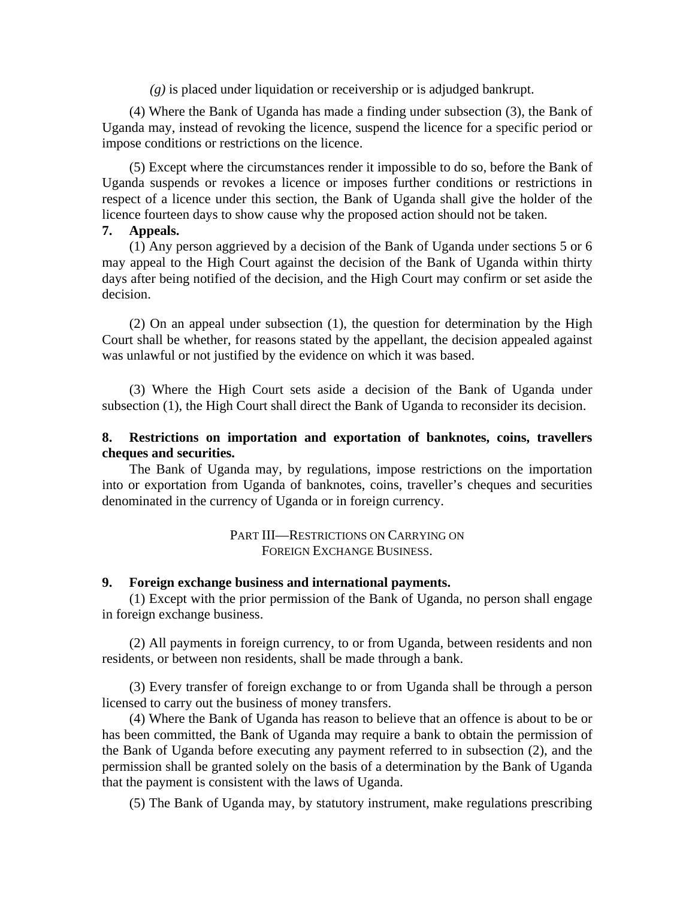*(g)* is placed under liquidation or receivership or is adjudged bankrupt.

(4) Where the Bank of Uganda has made a finding under subsection (3), the Bank of Uganda may, instead of revoking the licence, suspend the licence for a specific period or impose conditions or restrictions on the licence.

(5) Except where the circumstances render it impossible to do so, before the Bank of Uganda suspends or revokes a licence or imposes further conditions or restrictions in respect of a licence under this section, the Bank of Uganda shall give the holder of the licence fourteen days to show cause why the proposed action should not be taken.

**7. Appeals.**

(1) Any person aggrieved by a decision of the Bank of Uganda under sections 5 or 6 may appeal to the High Court against the decision of the Bank of Uganda within thirty days after being notified of the decision, and the High Court may confirm or set aside the decision.

(2) On an appeal under subsection (1), the question for determination by the High Court shall be whether, for reasons stated by the appellant, the decision appealed against was unlawful or not justified by the evidence on which it was based.

(3) Where the High Court sets aside a decision of the Bank of Uganda under subsection (1), the High Court shall direct the Bank of Uganda to reconsider its decision.

**8. Restrictions on importation and exportation of banknotes, coins, travellers cheques and securities.**

The Bank of Uganda may, by regulations, impose restrictions on the importation into or exportation from Uganda of banknotes, coins, traveller's cheques and securities denominated in the currency of Uganda or in foreign currency.

## PART III—RESTRICTIONS ON CARRYING ON FOREIGN EXCHANGE BUSINESS.

**9. Foreign exchange business and international payments.**

(1) Except with the prior permission of the Bank of Uganda, no person shall engage in foreign exchange business.

(2) All payments in foreign currency, to or from Uganda, between residents and non residents, or between non residents, shall be made through a bank.

(3) Every transfer of foreign exchange to or from Uganda shall be through a person licensed to carry out the business of money transfers.

(4) Where the Bank of Uganda has reason to believe that an offence is about to be or has been committed, the Bank of Uganda may require a bank to obtain the permission of the Bank of Uganda before executing any payment referred to in subsection (2), and the permission shall be granted solely on the basis of a determination by the Bank of Uganda that the payment is consistent with the laws of Uganda.

(5) The Bank of Uganda may, by statutory instrument, make regulations prescribing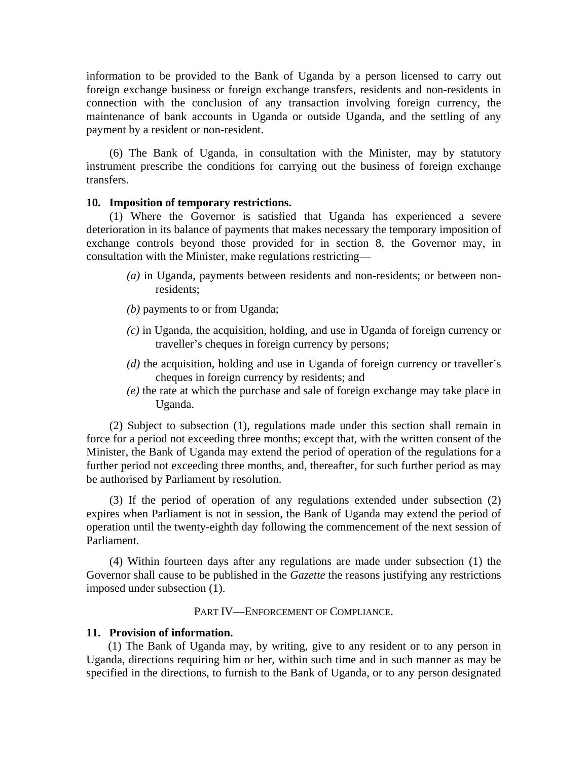information to be provided to the Bank of Uganda by a person licensed to carry out foreign exchange business or foreign exchange transfers, residents and non-residents in connection with the conclusion of any transaction involving foreign currency, the maintenance of bank accounts in Uganda or outside Uganda, and the settling of any payment by a resident or non-resident.

(6) The Bank of Uganda, in consultation with the Minister, may by statutory instrument prescribe the conditions for carrying out the business of foreign exchange transfers.

**10. Imposition of temporary restrictions.**

(1) Where the Governor is satisfied that Uganda has experienced a severe deterioration in its balance of payments that makes necessary the temporary imposition of exchange controls beyond those provided for in section 8, the Governor may, in consultation with the Minister, make regulations restricting—

*(a)* in Uganda, payments between residents and non-residents; or between non-residents;

*(b)* payments to or from Uganda;

*(c)* in Uganda, the acquisition, holding, and use in Uganda of foreign currency or traveller's cheques in foreign currency by persons;

*(d)* the acquisition, holding and use in Uganda of foreign currency or traveller's cheques in foreign currency by residents; and

*(e)* the rate at which the purchase and sale of foreign exchange may take place in Uganda.

(2) Subject to subsection (1), regulations made under this section shall remain in force for a period not exceeding three months; except that, with the written consent of the Minister, the Bank of Uganda may extend the period of operation of the regulations for a further period not exceeding three months, and, thereafter, for such further period as may be authorised by Parliament by resolution.

(3) If the period of operation of any regulations extended under subsection (2) expires when Parliament is not in session, the Bank of Uganda may extend the period of operation until the twenty-eighth day following the commencement of the next session of Parliament.

(4) Within fourteen days after any regulations are made under subsection (1) the Governor shall cause to be published in the *Gazette* the reasons justifying any restrictions imposed under subsection (1).

## PART IV—ENFORCEMENT OF COMPLIANCE.

**11. Provision of information.**

(1) The Bank of Uganda may, by writing, give to any resident or to any person in Uganda, directions requiring him or her, within such time and in such manner as may be specified in the directions, to furnish to the Bank of Uganda, or to any person designated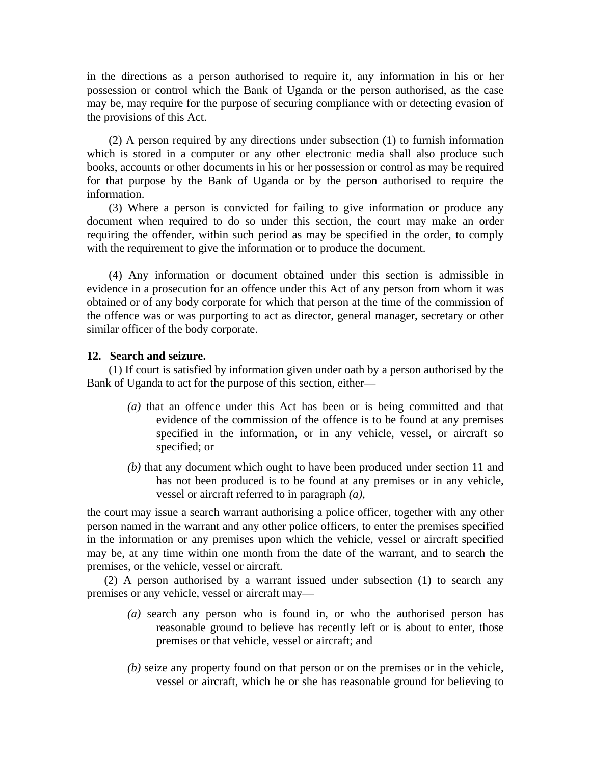in the directions as a person authorised to require it, any information in his or her possession or control which the Bank of Uganda or the person authorised, as the case may be, may require for the purpose of securing compliance with or detecting evasion of the provisions of this Act.

(2) A person required by any directions under subsection (1) to furnish information which is stored in a computer or any other electronic media shall also produce such books, accounts or other documents in his or her possession or control as may be required for that purpose by the Bank of Uganda or by the person authorised to require the information.

(3) Where a person is convicted for failing to give information or produce any document when required to do so under this section, the court may make an order requiring the offender, within such period as may be specified in the order, to comply with the requirement to give the information or to produce the document.

(4) Any information or document obtained under this section is admissible in evidence in a prosecution for an offence under this Act of any person from whom it was obtained or of any body corporate for which that person at the time of the commission of the offence was or was purporting to act as director, general manager, secretary or other similar officer of the body corporate.

**12. Search and seizure.**

(1) If court is satisfied by information given under oath by a person authorised by the Bank of Uganda to act for the purpose of this section, either—

*(a)* that an offence under this Act has been or is being committed and that evidence of the commission of the offence is to be found at any premises specified in the information, or in any vehicle, vessel, or aircraft so specified; or

*(b)* that any document which ought to have been produced under section 11 and has not been produced is to be found at any premises or in any vehicle, vessel or aircraft referred to in paragraph *(a)*,

the court may issue a search warrant authorising a police officer, together with any other person named in the warrant and any other police officers, to enter the premises specified in the information or any premises upon which the vehicle, vessel or aircraft specified may be, at any time within one month from the date of the warrant, and to search the premises, or the vehicle, vessel or aircraft.

(2) A person authorised by a warrant issued under subsection (1) to search any premises or any vehicle, vessel or aircraft may—

*(a)* search any person who is found in, or who the authorised person has reasonable ground to believe has recently left or is about to enter, those premises or that vehicle, vessel or aircraft; and

*(b)* seize any property found on that person or on the premises or in the vehicle, vessel or aircraft, which he or she has reasonable ground for believing to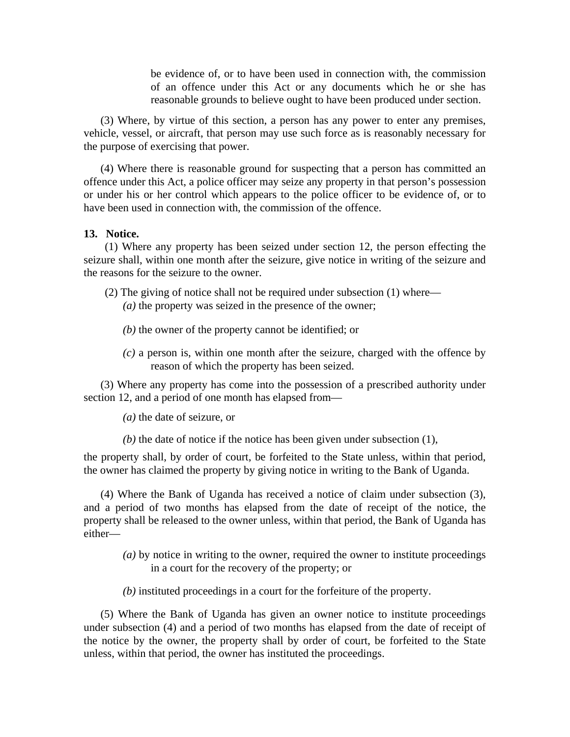be evidence of, or to have been used in connection with, the commission of an offence under this Act or any documents which he or she has reasonable grounds to believe ought to have been produced under section.

(3) Where, by virtue of this section, a person has any power to enter any premises, vehicle, vessel, or aircraft, that person may use such force as is reasonably necessary for the purpose of exercising that power.

(4) Where there is reasonable ground for suspecting that a person has committed an offence under this Act, a police officer may seize any property in that person's possession or under his or her control which appears to the police officer to be evidence of, or to have been used in connection with, the commission of the offence.

**13. Notice.**

(1) Where any property has been seized under section 12, the person effecting the seizure shall, within one month after the seizure, give notice in writing of the seizure and the reasons for the seizure to the owner.

(2) The giving of notice shall not be required under subsection (1) where—

*(a)* the property was seized in the presence of the owner;

*(b)* the owner of the property cannot be identified; or

*(c)* a person is, within one month after the seizure, charged with the offence by reason of which the property has been seized.

(3) Where any property has come into the possession of a prescribed authority under section 12, and a period of one month has elapsed from—

*(a)* the date of seizure, or

*(b)* the date of notice if the notice has been given under subsection (1),

the property shall, by order of court, be forfeited to the State unless, within that period, the owner has claimed the property by giving notice in writing to the Bank of Uganda.

(4) Where the Bank of Uganda has received a notice of claim under subsection (3), and a period of two months has elapsed from the date of receipt of the notice, the property shall be released to the owner unless, within that period, the Bank of Uganda has either—

*(a)* by notice in writing to the owner, required the owner to institute proceedings in a court for the recovery of the property; or

*(b)* instituted proceedings in a court for the forfeiture of the property.

(5) Where the Bank of Uganda has given an owner notice to institute proceedings under subsection (4) and a period of two months has elapsed from the date of receipt of the notice by the owner, the property shall by order of court, be forfeited to the State unless, within that period, the owner has instituted the proceedings.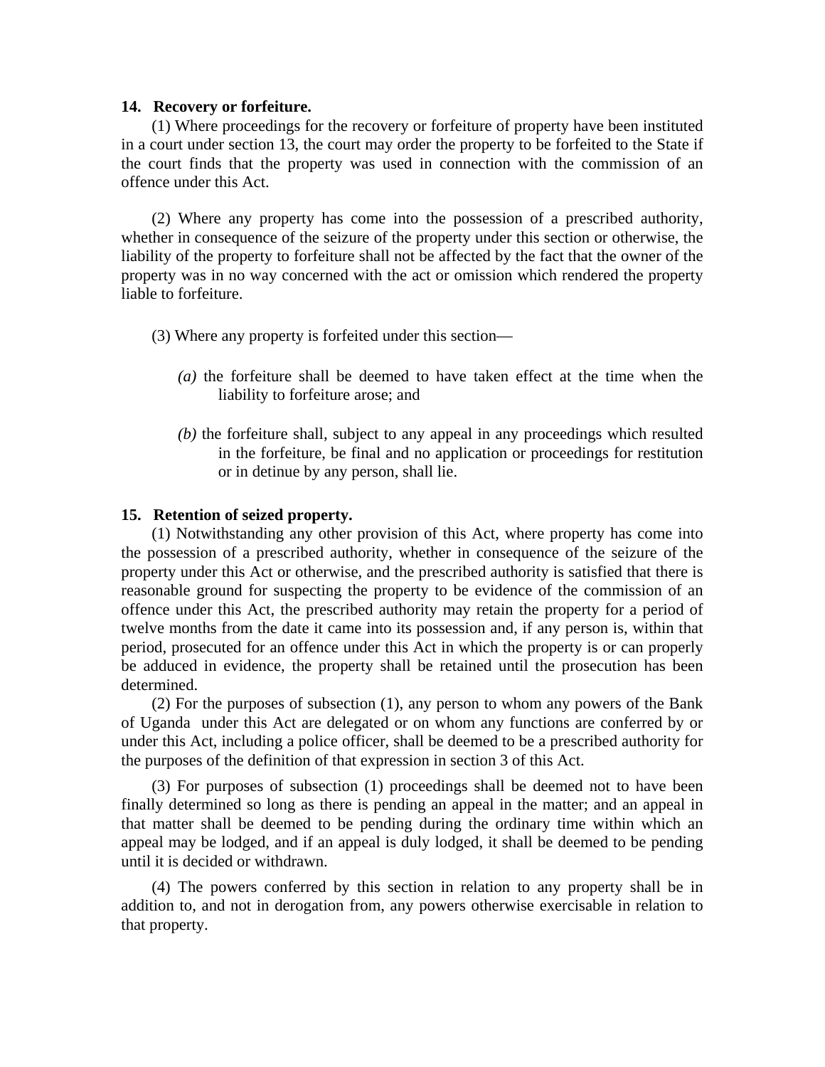**14. Recovery or forfeiture.**

(1) Where proceedings for the recovery or forfeiture of property have been instituted in a court under section 13, the court may order the property to be forfeited to the State if the court finds that the property was used in connection with the commission of an offence under this Act.

(2) Where any property has come into the possession of a prescribed authority, whether in consequence of the seizure of the property under this section or otherwise, the liability of the property to forfeiture shall not be affected by the fact that the owner of the property was in no way concerned with the act or omission which rendered the property liable to forfeiture.

(3) Where any property is forfeited under this section—

*(a)* the forfeiture shall be deemed to have taken effect at the time when the liability to forfeiture arose; and

*(b)* the forfeiture shall, subject to any appeal in any proceedings which resulted in the forfeiture, be final and no application or proceedings for restitution or in detinue by any person, shall lie.

**15. Retention of seized property.**

(1) Notwithstanding any other provision of this Act, where property has come into the possession of a prescribed authority, whether in consequence of the seizure of the property under this Act or otherwise, and the prescribed authority is satisfied that there is reasonable ground for suspecting the property to be evidence of the commission of an offence under this Act, the prescribed authority may retain the property for a period of twelve months from the date it came into its possession and, if any person is, within that period, prosecuted for an offence under this Act in which the property is or can properly be adduced in evidence, the property shall be retained until the prosecution has been determined.

(2) For the purposes of subsection (1), any person to whom any powers of the Bank of Uganda under this Act are delegated or on whom any functions are conferred by or under this Act, including a police officer, shall be deemed to be a prescribed authority for the purposes of the definition of that expression in section 3 of this Act.

(3) For purposes of subsection (1) proceedings shall be deemed not to have been finally determined so long as there is pending an appeal in the matter; and an appeal in that matter shall be deemed to be pending during the ordinary time within which an appeal may be lodged, and if an appeal is duly lodged, it shall be deemed to be pending until it is decided or withdrawn.

(4) The powers conferred by this section in relation to any property shall be in addition to, and not in derogation from, any powers otherwise exercisable in relation to that property.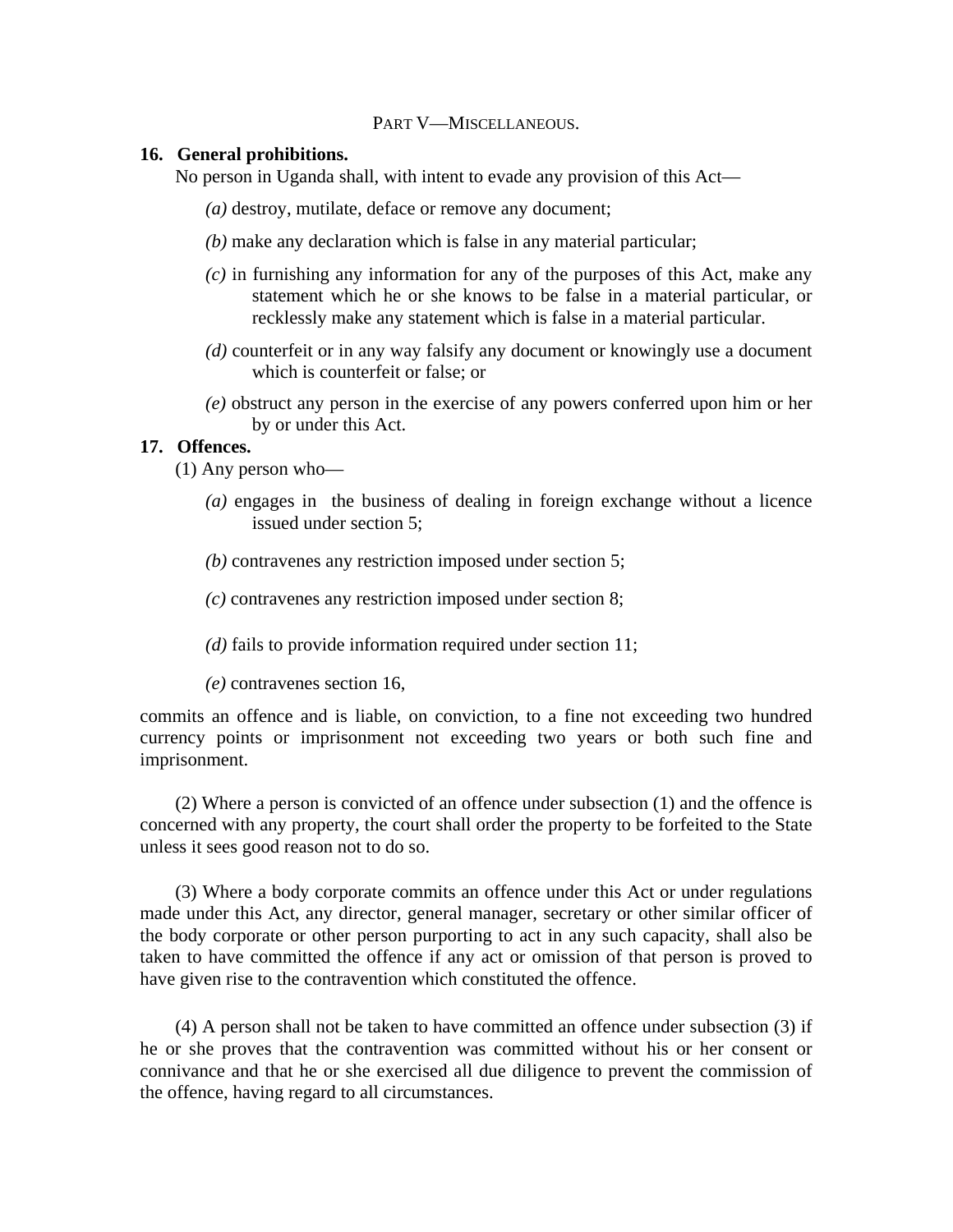## PART V—MISCELLANEOUS.

### 16. General prohibitions.

No person in Uganda shall, with intent to evade any provision of this Act—

*(a)* destroy, mutilate, deface or remove any document;

*(b)* make any declaration which is false in any material particular;

*(c)* in furnishing any information for any of the purposes of this Act, make any statement which he or she knows to be false in a material particular, or recklessly make any statement which is false in a material particular.

*(d)* counterfeit or in any way falsify any document or knowingly use a document which is counterfeit or false; or

*(e)* obstruct any person in the exercise of any powers conferred upon him or her by or under this Act.

### 17. Offences.

(1) Any person who—

*(a)* engages in the business of dealing in foreign exchange without a licence issued under section 5;

*(b)* contravenes any restriction imposed under section 5;

*(c)* contravenes any restriction imposed under section 8;

*(d)* fails to provide information required under section 11;

*(e)* contravenes section 16,

commits an offence and is liable, on conviction, to a fine not exceeding two hundred currency points or imprisonment not exceeding two years or both such fine and imprisonment.

(2) Where a person is convicted of an offence under subsection (1) and the offence is concerned with any property, the court shall order the property to be forfeited to the State unless it sees good reason not to do so.

(3) Where a body corporate commits an offence under this Act or under regulations made under this Act, any director, general manager, secretary or other similar officer of the body corporate or other person purporting to act in any such capacity, shall also be taken to have committed the offence if any act or omission of that person is proved to have given rise to the contravention which constituted the offence.

(4) A person shall not be taken to have committed an offence under subsection (3) if he or she proves that the contravention was committed without his or her consent or connivance and that he or she exercised all due diligence to prevent the commission of the offence, having regard to all circumstances.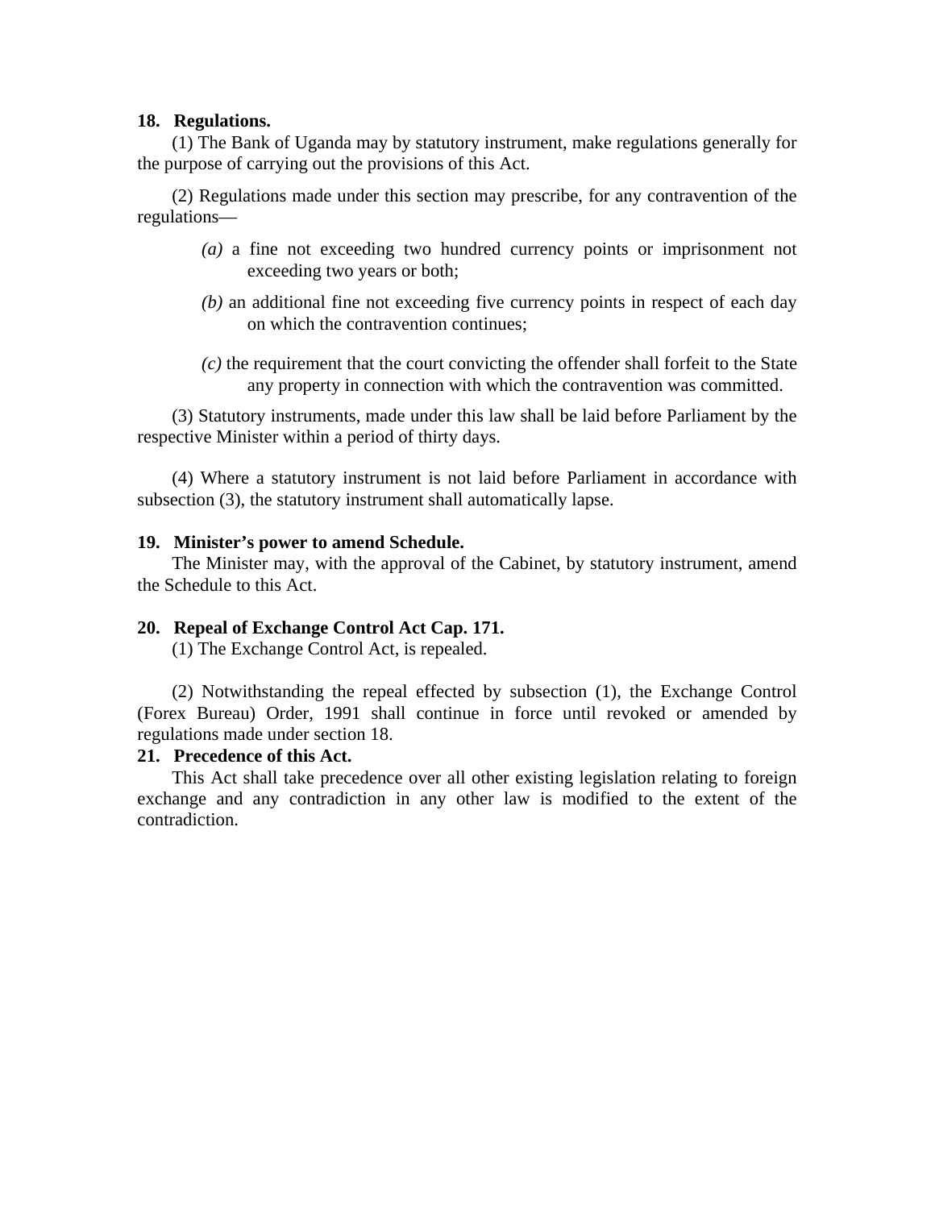**18. Regulations.**

(1) The Bank of Uganda may by statutory instrument, make regulations generally for the purpose of carrying out the provisions of this Act.

(2) Regulations made under this section may prescribe, for any contravention of the regulations—

*(a)* a fine not exceeding two hundred currency points or imprisonment not exceeding two years or both;

*(b)* an additional fine not exceeding five currency points in respect of each day on which the contravention continues;

*(c)* the requirement that the court convicting the offender shall forfeit to the State any property in connection with which the contravention was committed.

(3) Statutory instruments, made under this law shall be laid before Parliament by the respective Minister within a period of thirty days.

(4) Where a statutory instrument is not laid before Parliament in accordance with subsection (3), the statutory instrument shall automatically lapse.

**19. Minister's power to amend Schedule.**

The Minister may, with the approval of the Cabinet, by statutory instrument, amend the Schedule to this Act.

**20. Repeal of Exchange Control Act Cap. 171.**

(1) The Exchange Control Act, is repealed.

(2) Notwithstanding the repeal effected by subsection (1), the Exchange Control (Forex Bureau) Order, 1991 shall continue in force until revoked or amended by regulations made under section 18.

**21. Precedence of this Act.**

This Act shall take precedence over all other existing legislation relating to foreign exchange and any contradiction in any other law is modified to the extent of the contradiction.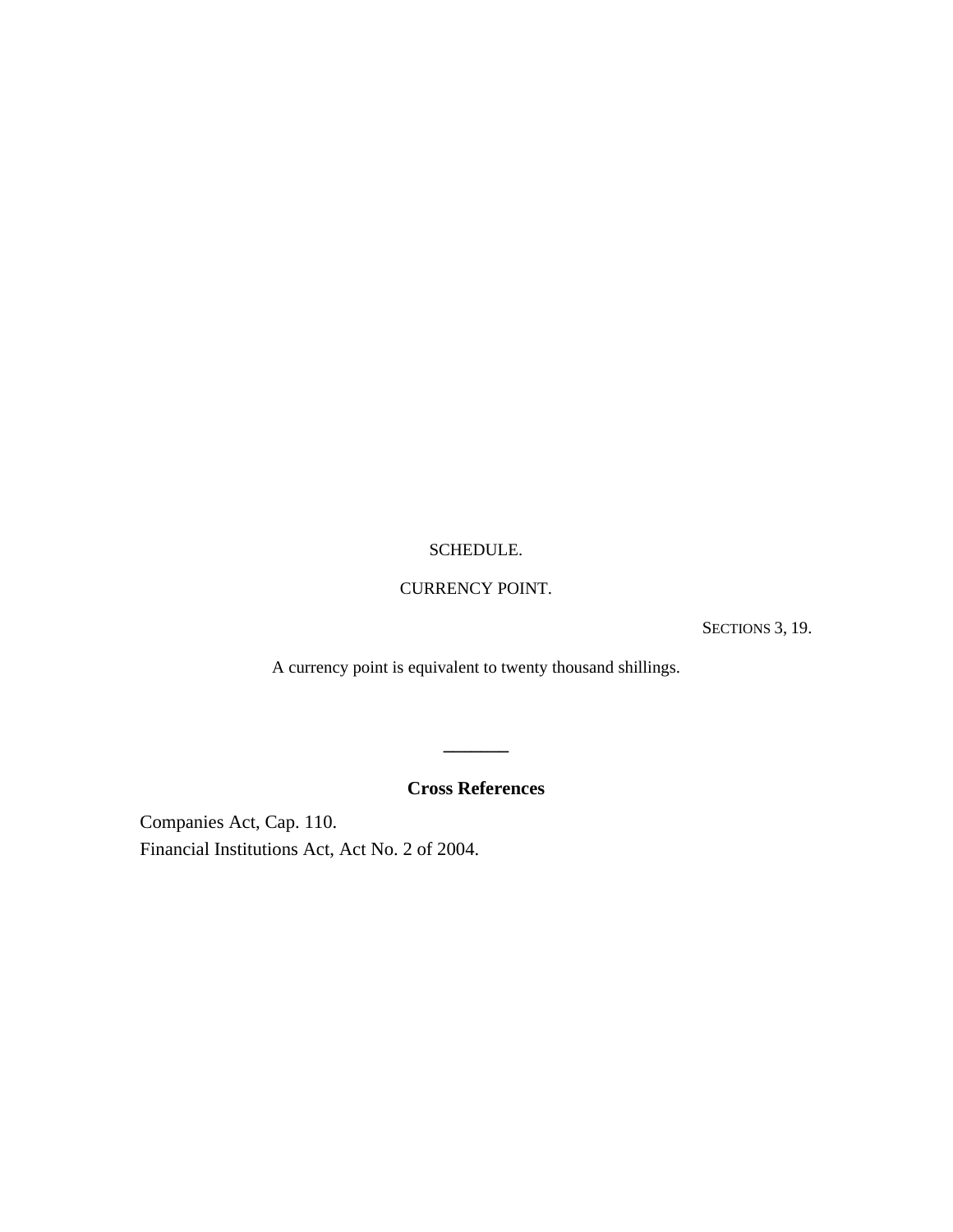SCHEDULE.

CURRENCY POINT.

SECTIONS 3, 19.

A currency point is equivalent to twenty thousand shillings.

---

**Cross References**

Companies Act, Cap. 110.

Financial Institutions Act, Act No. 2 of 2004.